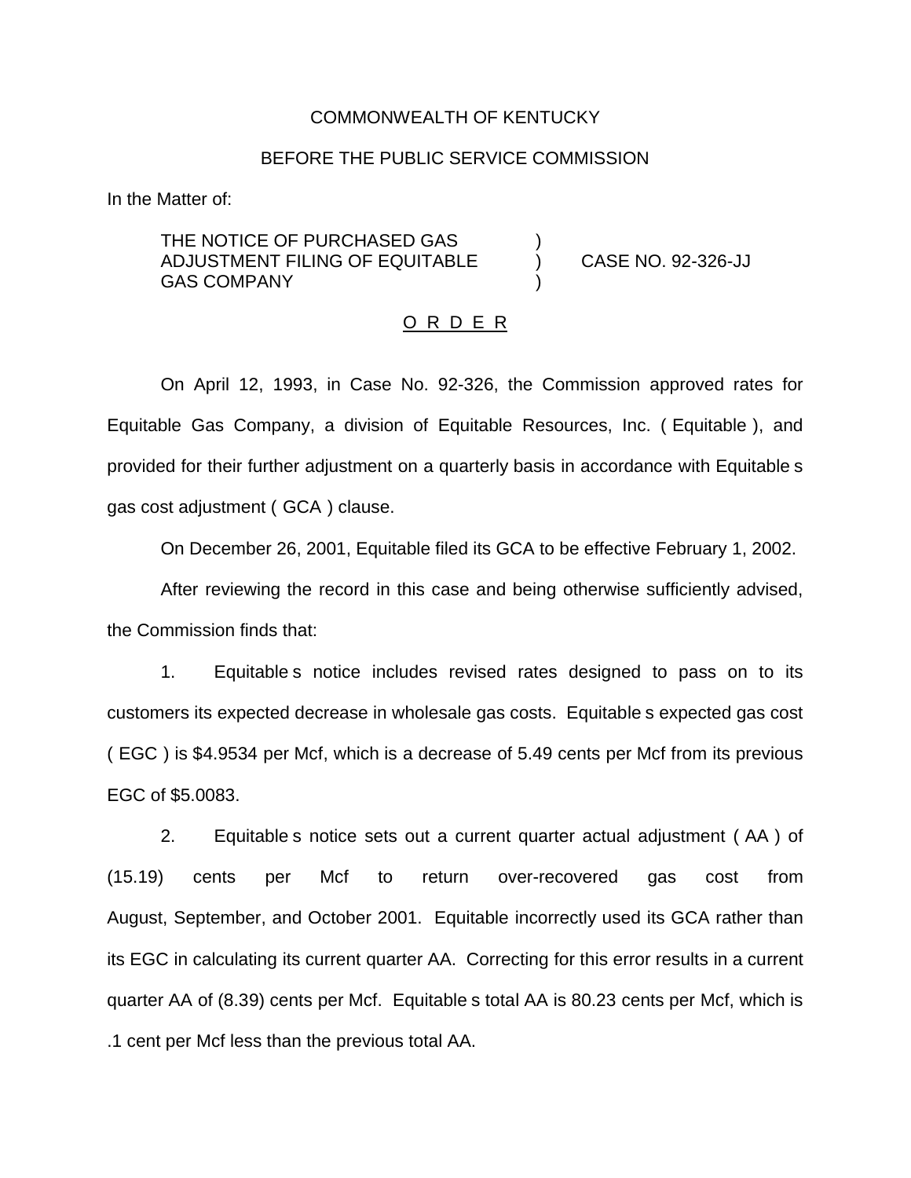COMMONWEALTH OF KENTUCKY

BEFORE THE PUBLIC SERVICE COMMISSION

In the Matter of:

| | | |
|---|---|---|
| THE NOTICE OF PURCHASED GAS ADJUSTMENT FILING OF EQUITABLE GAS COMPANY | ) ) ) | CASE NO. 92-326-JJ |

O R D E R

On April 12, 1993, in Case No. 92-326, the Commission approved rates for Equitable Gas Company, a division of Equitable Resources, Inc. ( Equitable ), and provided for their further adjustment on a quarterly basis in accordance with Equitable s gas cost adjustment ( GCA ) clause.

On December 26, 2001, Equitable filed its GCA to be effective February 1, 2002.

After reviewing the record in this case and being otherwise sufficiently advised, the Commission finds that:

1. Equitable s notice includes revised rates designed to pass on to its customers its expected decrease in wholesale gas costs. Equitable s expected gas cost ( EGC ) is $4.9534 per Mcf, which is a decrease of 5.49 cents per Mcf from its previous EGC of $5.0083.

2. Equitable s notice sets out a current quarter actual adjustment ( AA ) of (15.19) cents per Mcf to return over-recovered gas cost from August, September, and October 2001. Equitable incorrectly used its GCA rather than its EGC in calculating its current quarter AA. Correcting for this error results in a current quarter AA of (8.39) cents per Mcf. Equitable s total AA is 80.23 cents per Mcf, which is .1 cent per Mcf less than the previous total AA.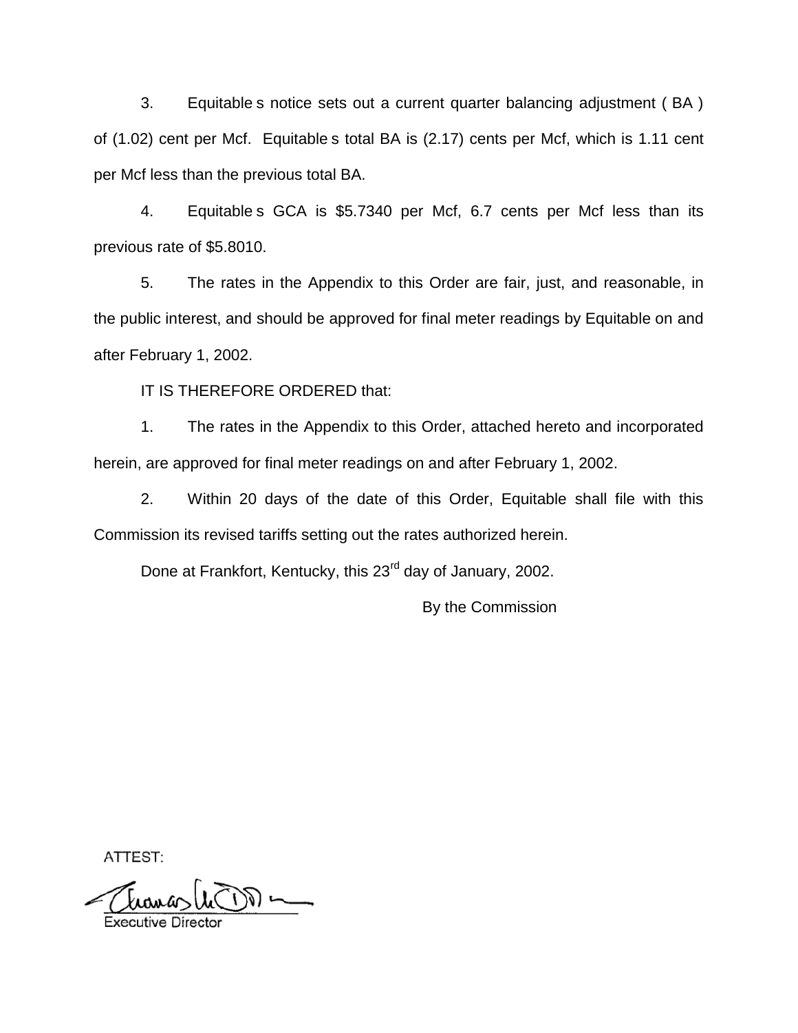3. Equitable s notice sets out a current quarter balancing adjustment ( BA ) of (1.02) cent per Mcf. Equitable s total BA is (2.17) cents per Mcf, which is 1.11 cent per Mcf less than the previous total BA.

4. Equitable s GCA is $5.7340 per Mcf, 6.7 cents per Mcf less than its previous rate of $5.8010.

5. The rates in the Appendix to this Order are fair, just, and reasonable, in the public interest, and should be approved for final meter readings by Equitable on and after February 1, 2002.

IT IS THEREFORE ORDERED that:

1. The rates in the Appendix to this Order, attached hereto and incorporated herein, are approved for final meter readings on and after February 1, 2002.

2. Within 20 days of the date of this Order, Equitable shall file with this Commission its revised tariffs setting out the rates authorized herein.

Done at Frankfort, Kentucky, this 23rd day of January, 2002.

By the Commission

ATTEST:

Executive Director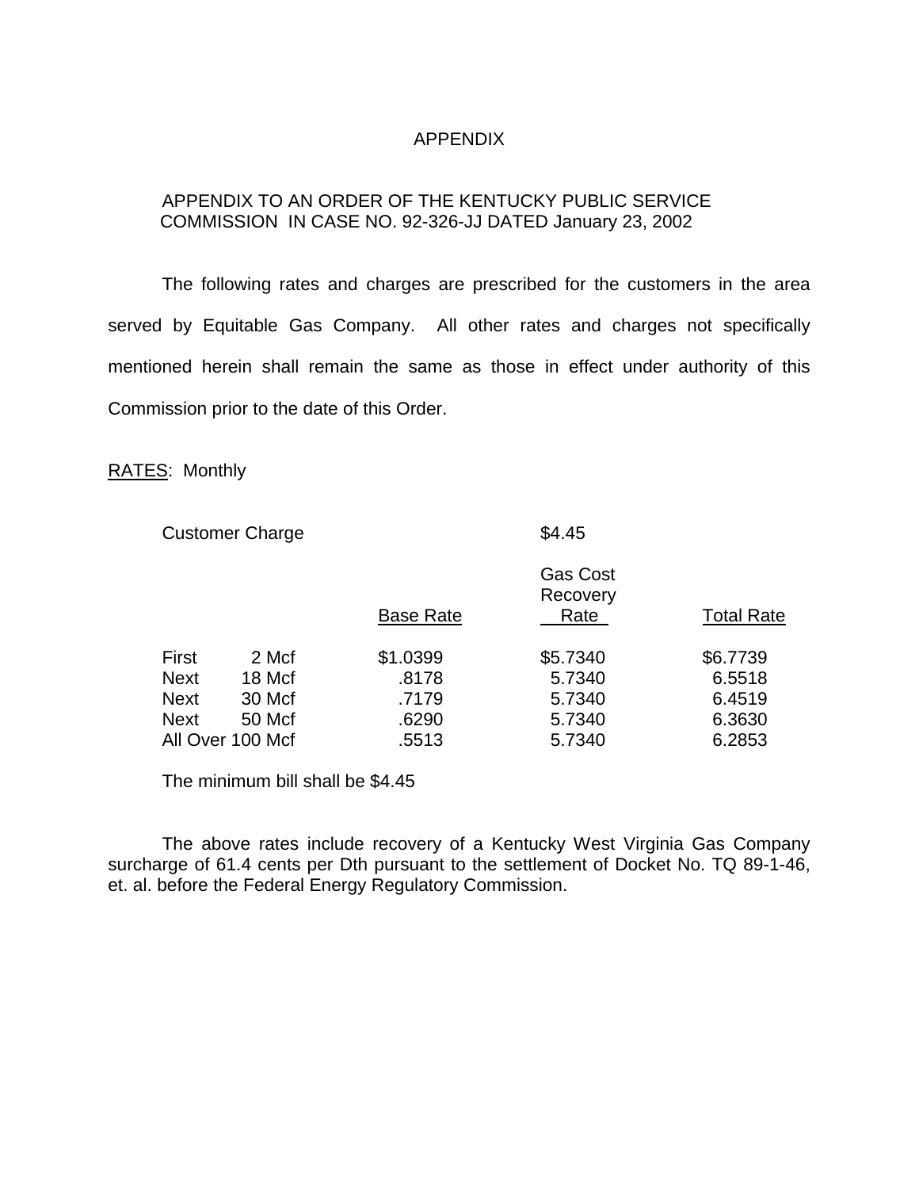# APPENDIX

APPENDIX TO AN ORDER OF THE KENTUCKY PUBLIC SERVICE COMMISSION IN CASE NO. 92-326-JJ DATED January 23, 2002

The following rates and charges are prescribed for the customers in the area served by Equitable Gas Company. All other rates and charges not specifically mentioned herein shall remain the same as those in effect under authority of this Commission prior to the date of this Order.

RATES: Monthly

Customer Charge $4.45

| | | Base Rate | Gas Cost Recovery Rate | Total Rate |
|---|---|---|---|---|
| First | 2 Mcf | $1.0399 | $5.7340 | $6.7739 |
| Next | 18 Mcf | .8178 | 5.7340 | 6.5518 |
| Next | 30 Mcf | .7179 | 5.7340 | 6.4519 |
| Next | 50 Mcf | .6290 | 5.7340 | 6.3630 |
| All Over 100 Mcf | | .5513 | 5.7340 | 6.2853 |

The minimum bill shall be $4.45

The above rates include recovery of a Kentucky West Virginia Gas Company surcharge of 61.4 cents per Dth pursuant to the settlement of Docket No. TQ 89-1-46, et. al. before the Federal Energy Regulatory Commission.